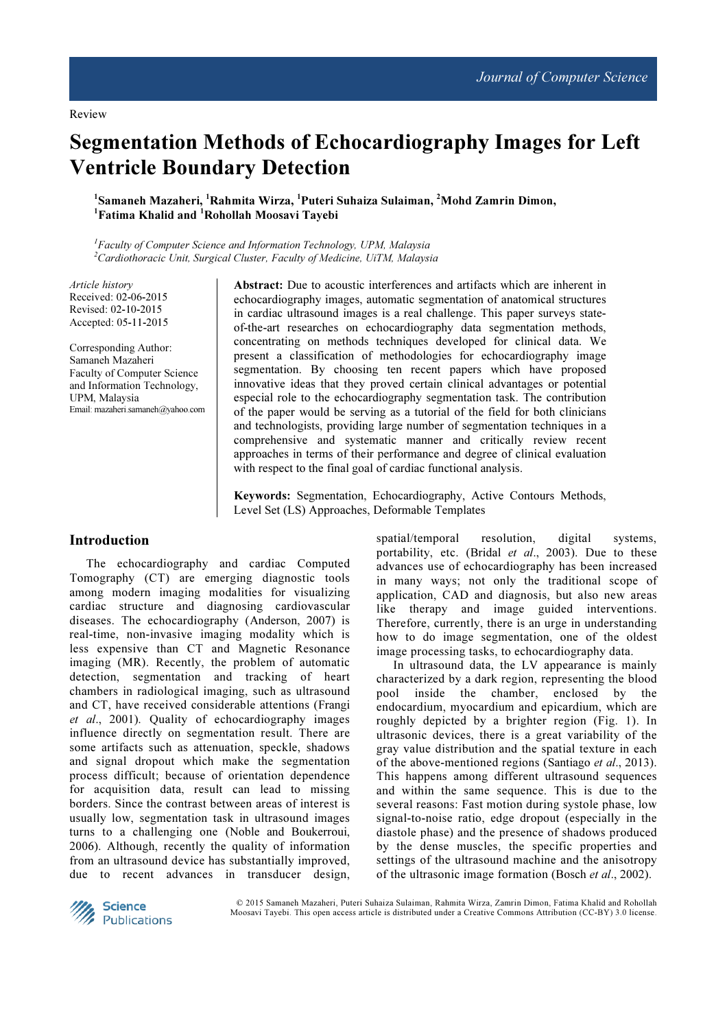Review

# Segmentation Methods of Echocardiography Images for Left Ventricle Boundary Detection

[1]Samaneh Mazaheri, [1]Rahmita Wirza, [1]Puteri Suhaiza Sulaiman, [2]Mohd Zamrin Dimon, [1]Fatima Khalid and [1]Rohollah Moosavi Tayebi

[1]*Faculty of Computer Science and Information Technology, UPM, Malaysia*
[2]*Cardiothoracic Unit, Surgical Cluster, Faculty of Medicine, UiTM, Malaysia*

*Article history*
Received: 02-06-2015
Revised: 02-10-2015
Accepted: 05-11-2015

Corresponding Author:
Samaneh Mazaheri
Faculty of Computer Science and Information Technology, UPM, Malaysia
Email: mazaheri.samaneh@yahoo.com

**Abstract:** Due to acoustic interferences and artifacts which are inherent in echocardiography images, automatic segmentation of anatomical structures in cardiac ultrasound images is a real challenge. This paper surveys state-of-the-art researches on echocardiography data segmentation methods, concentrating on methods techniques developed for clinical data. We present a classification of methodologies for echocardiography image segmentation. By choosing ten recent papers which have proposed innovative ideas that they proved certain clinical advantages or potential especial role to the echocardiography segmentation task. The contribution of the paper would be serving as a tutorial of the field for both clinicians and technologists, providing large number of segmentation techniques in a comprehensive and systematic manner and critically review recent approaches in terms of their performance and degree of clinical evaluation with respect to the final goal of cardiac functional analysis.

**Keywords:** Segmentation, Echocardiography, Active Contours Methods, Level Set (LS) Approaches, Deformable Templates

## Introduction

The echocardiography and cardiac Computed Tomography (CT) are emerging diagnostic tools among modern imaging modalities for visualizing cardiac structure and diagnosing cardiovascular diseases. The echocardiography (Anderson, 2007) is real-time, non-invasive imaging modality which is less expensive than CT and Magnetic Resonance imaging (MR). Recently, the problem of automatic detection, segmentation and tracking of heart chambers in radiological imaging, such as ultrasound and CT, have received considerable attentions (Frangi *et al*., 2001). Quality of echocardiography images influence directly on segmentation result. There are some artifacts such as attenuation, speckle, shadows and signal dropout which make the segmentation process difficult; because of orientation dependence for acquisition data, result can lead to missing borders. Since the contrast between areas of interest is usually low, segmentation task in ultrasound images turns to a challenging one (Noble and Boukerroui, 2006). Although, recently the quality of information from an ultrasound device has substantially improved, due to recent advances in transducer design, spatial/temporal resolution, digital systems, portability, etc. (Bridal *et al*., 2003). Due to these advances use of echocardiography has been increased in many ways; not only the traditional scope of application, CAD and diagnosis, but also new areas like therapy and image guided interventions. Therefore, currently, there is an urge in understanding how to do image segmentation, one of the oldest image processing tasks, to echocardiography data.

In ultrasound data, the LV appearance is mainly characterized by a dark region, representing the blood pool inside the chamber, enclosed by the endocardium, myocardium and epicardium, which are roughly depicted by a brighter region (Fig. 1). In ultrasonic devices, there is a great variability of the gray value distribution and the spatial texture in each of the above-mentioned regions (Santiago *et al*., 2013). This happens among different ultrasound sequences and within the same sequence. This is due to the several reasons: Fast motion during systole phase, low signal-to-noise ratio, edge dropout (especially in the diastole phase) and the presence of shadows produced by the dense muscles, the specific properties and settings of the ultrasound machine and the anisotropy of the ultrasonic image formation (Bosch *et al*., 2002).

© 2015 Samaneh Mazaheri, Puteri Suhaiza Sulaiman, Rahmita Wirza, Zamrin Dimon, Fatima Khalid and Rohollah Moosavi Tayebi. This open access article is distributed under a Creative Commons Attribution (CC-BY) 3.0 license.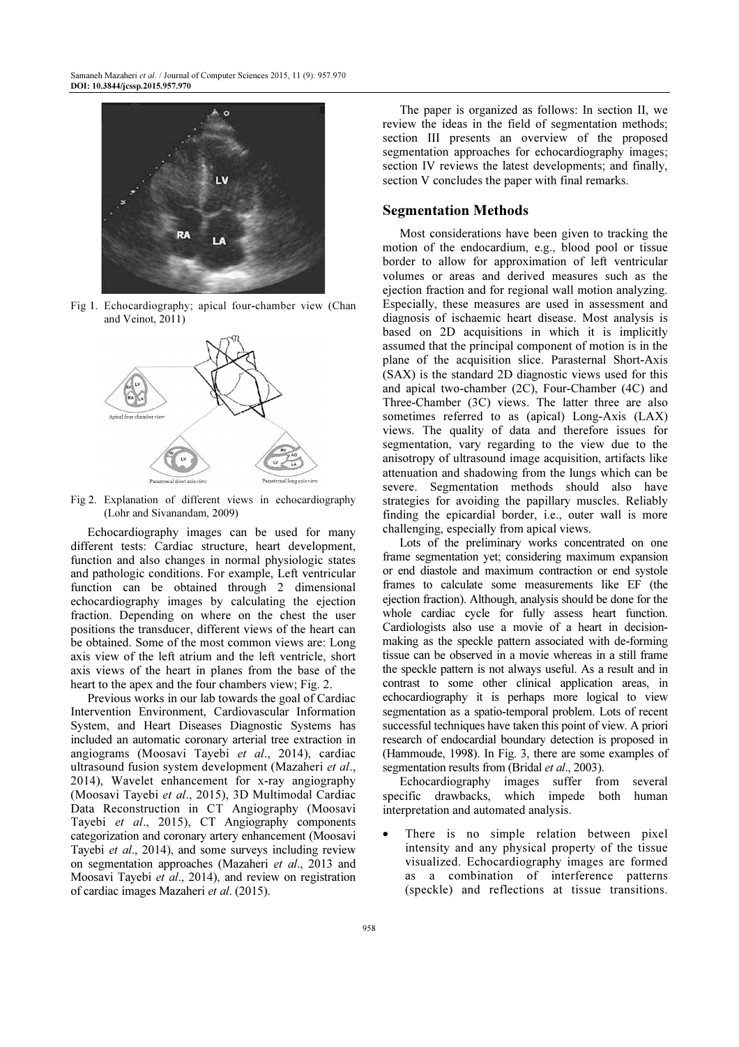Fig 1. Echocardiography; apical four-chamber view (Chan and Veinot, 2011)

Fig 2. Explanation of different views in echocardiography (Lohr and Sivanandam, 2009)

Echocardiography images can be used for many different tests: Cardiac structure, heart development, function and also changes in normal physiologic states and pathologic conditions. For example, Left ventricular function can be obtained through 2 dimensional echocardiography images by calculating the ejection fraction. Depending on where on the chest the user positions the transducer, different views of the heart can be obtained. Some of the most common views are: Long axis view of the left atrium and the left ventricle, short axis views of the heart in planes from the base of the heart to the apex and the four chambers view; Fig. 2.

Previous works in our lab towards the goal of Cardiac Intervention Environment, Cardiovascular Information System, and Heart Diseases Diagnostic Systems has included an automatic coronary arterial tree extraction in angiograms (Moosavi Tayebi *et al*., 2014), cardiac ultrasound fusion system development (Mazaheri *et al*., 2014), Wavelet enhancement for x-ray angiography (Moosavi Tayebi *et al*., 2015), 3D Multimodal Cardiac Data Reconstruction in CT Angiography (Moosavi Tayebi *et al*., 2015), CT Angiography components categorization and coronary artery enhancement (Moosavi Tayebi *et al*., 2014), and some surveys including review on segmentation approaches (Mazaheri *et al*., 2013 and Moosavi Tayebi *et al*., 2014), and review on registration of cardiac images Mazaheri *et al*. (2015).

The paper is organized as follows: In section II, we review the ideas in the field of segmentation methods; section III presents an overview of the proposed segmentation approaches for echocardiography images; section IV reviews the latest developments; and finally, section V concludes the paper with final remarks.

## Segmentation Methods

Most considerations have been given to tracking the motion of the endocardium, e.g., blood pool or tissue border to allow for approximation of left ventricular volumes or areas and derived measures such as the ejection fraction and for regional wall motion analyzing. Especially, these measures are used in assessment and diagnosis of ischaemic heart disease. Most analysis is based on 2D acquisitions in which it is implicitly assumed that the principal component of motion is in the plane of the acquisition slice. Parasternal Short-Axis (SAX) is the standard 2D diagnostic views used for this and apical two-chamber (2C), Four-Chamber (4C) and Three-Chamber (3C) views. The latter three are also sometimes referred to as (apical) Long-Axis (LAX) views. The quality of data and therefore issues for segmentation, vary regarding to the view due to the anisotropy of ultrasound image acquisition, artifacts like attenuation and shadowing from the lungs which can be severe. Segmentation methods should also have strategies for avoiding the papillary muscles. Reliably finding the epicardial border, i.e., outer wall is more challenging, especially from apical views.

Lots of the preliminary works concentrated on one frame segmentation yet; considering maximum expansion or end diastole and maximum contraction or end systole frames to calculate some measurements like EF (the ejection fraction). Although, analysis should be done for the whole cardiac cycle for fully assess heart function. Cardiologists also use a movie of a heart in decision-making as the speckle pattern associated with de-forming tissue can be observed in a movie whereas in a still frame the speckle pattern is not always useful. As a result and in contrast to some other clinical application areas, in echocardiography it is perhaps more logical to view segmentation as a spatio-temporal problem. Lots of recent successful techniques have taken this point of view. A priori research of endocardial boundary detection is proposed in (Hammoude, 1998). In Fig. 3, there are some examples of segmentation results from (Bridal *et al*., 2003).

Echocardiography images suffer from several specific drawbacks, which impede both human interpretation and automated analysis.

- There is no simple relation between pixel intensity and any physical property of the tissue visualized. Echocardiography images are formed as a combination of interference patterns (speckle) and reflections at tissue transitions.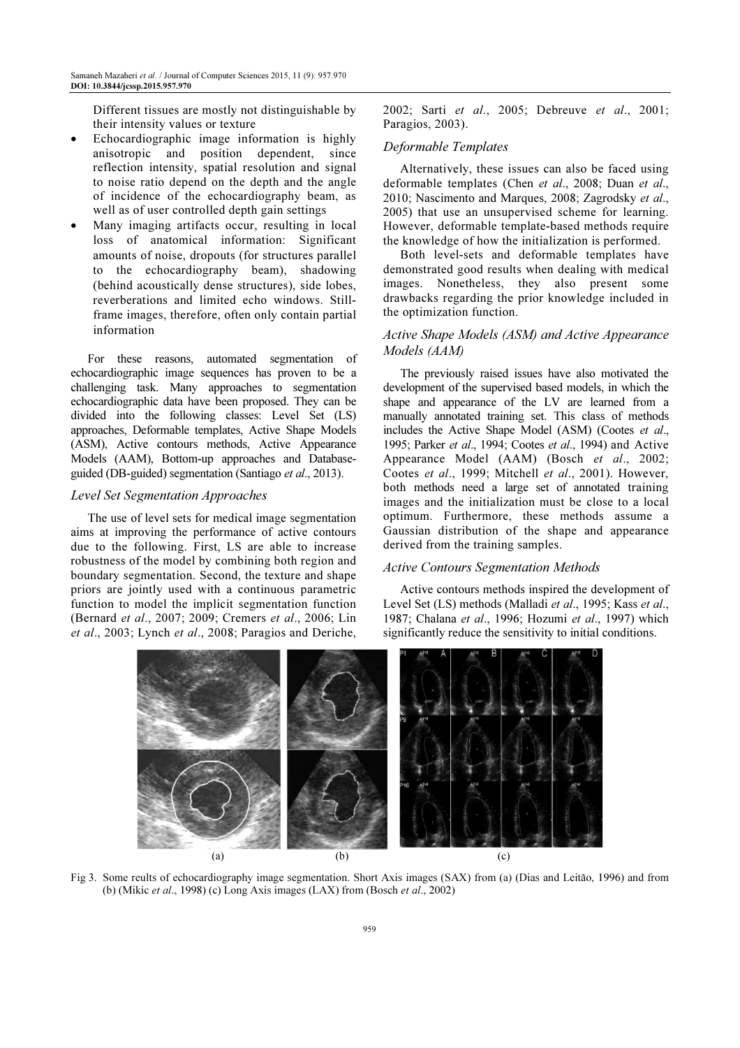Different tissues are mostly not distinguishable by their intensity values or texture

- Echocardiographic image information is highly anisotropic and position dependent, since reflection intensity, spatial resolution and signal to noise ratio depend on the depth and the angle of incidence of the echocardiography beam, as well as of user controlled depth gain settings
- Many imaging artifacts occur, resulting in local loss of anatomical information: Significant amounts of noise, dropouts (for structures parallel to the echocardiography beam), shadowing (behind acoustically dense structures), side lobes, reverberations and limited echo windows. Still-frame images, therefore, often only contain partial information

For these reasons, automated segmentation of echocardiographic image sequences has proven to be a challenging task. Many approaches to segmentation echocardiographic data have been proposed. They can be divided into the following classes: Level Set (LS) approaches, Deformable templates, Active Shape Models (ASM), Active contours methods, Active Appearance Models (AAM), Bottom-up approaches and Database-guided (DB-guided) segmentation (Santiago *et al*., 2013).

### *Level Set Segmentation Approaches*

The use of level sets for medical image segmentation aims at improving the performance of active contours due to the following. First, LS are able to increase robustness of the model by combining both region and boundary segmentation. Second, the texture and shape priors are jointly used with a continuous parametric function to model the implicit segmentation function (Bernard *et al*., 2007; 2009; Cremers *et al*., 2006; Lin *et al*., 2003; Lynch *et al*., 2008; Paragios and Deriche, 2002; Sarti *et al*., 2005; Debreuve *et al*., 2001; Paragios, 2003).

### *Deformable Templates*

Alternatively, these issues can also be faced using deformable templates (Chen *et al*., 2008; Duan *et al*., 2010; Nascimento and Marques, 2008; Zagrodsky *et al*., 2005) that use an unsupervised scheme for learning. However, deformable template-based methods require the knowledge of how the initialization is performed.

Both level-sets and deformable templates have demonstrated good results when dealing with medical images. Nonetheless, they also present some drawbacks regarding the prior knowledge included in the optimization function.

### *Active Shape Models (ASM) and Active Appearance Models (AAM)*

The previously raised issues have also motivated the development of the supervised based models, in which the shape and appearance of the LV are learned from a manually annotated training set. This class of methods includes the Active Shape Model (ASM) (Cootes *et al*., 1995; Parker *et al*., 1994; Cootes *et al*., 1994) and Active Appearance Model (AAM) (Bosch *et al*., 2002; Cootes *et al*., 1999; Mitchell *et al*., 2001). However, both methods need a large set of annotated training images and the initialization must be close to a local optimum. Furthermore, these methods assume a Gaussian distribution of the shape and appearance derived from the training samples.

### *Active Contours Segmentation Methods*

Active contours methods inspired the development of Level Set (LS) methods (Malladi *et al*., 1995; Kass *et al*., 1987; Chalana *et al*., 1996; Hozumi *et al*., 1997) which significantly reduce the sensitivity to initial conditions.

(a) (b) (c)

Fig 3. Some reults of echocardiography image segmentation. Short Axis images (SAX) from (a) (Dias and Leitão, 1996) and from (b) (Mikic *et al*., 1998) (c) Long Axis images (LAX) from (Bosch *et al*., 2002)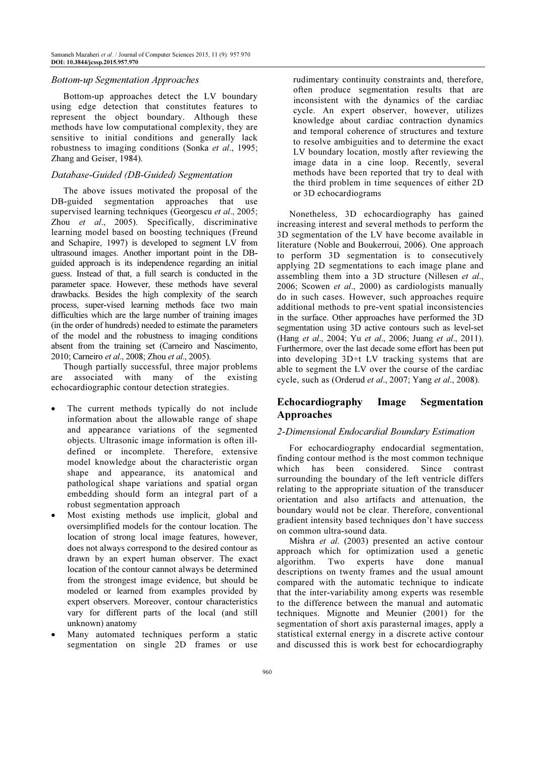### *Bottom-up Segmentation Approaches*

Bottom-up approaches detect the LV boundary using edge detection that constitutes features to represent the object boundary. Although these methods have low computational complexity, they are sensitive to initial conditions and generally lack robustness to imaging conditions (Sonka *et al*., 1995; Zhang and Geiser, 1984).

### *Database-Guided (DB-Guided) Segmentation*

The above issues motivated the proposal of the DB-guided segmentation approaches that use supervised learning techniques (Georgescu *et al*., 2005; Zhou *et al*., 2005). Specifically, discriminative learning model based on boosting techniques (Freund and Schapire, 1997) is developed to segment LV from ultrasound images. Another important point in the DB-guided approach is its independence regarding an initial guess. Instead of that, a full search is conducted in the parameter space. However, these methods have several drawbacks. Besides the high complexity of the search process, super-vised learning methods face two main difficulties which are the large number of training images (in the order of hundreds) needed to estimate the parameters of the model and the robustness to imaging conditions absent from the training set (Carneiro and Nascimento, 2010; Carneiro *et al*., 2008; Zhou *et al*., 2005).

Though partially successful, three major problems are associated with many of the existing echocardiographic contour detection strategies.

- The current methods typically do not include information about the allowable range of shape and appearance variations of the segmented objects. Ultrasonic image information is often ill-defined or incomplete. Therefore, extensive model knowledge about the characteristic organ shape and appearance, its anatomical and pathological shape variations and spatial organ embedding should form an integral part of a robust segmentation approach
- Most existing methods use implicit, global and oversimplified models for the contour location. The location of strong local image features, however, does not always correspond to the desired contour as drawn by an expert human observer. The exact location of the contour cannot always be determined from the strongest image evidence, but should be modeled or learned from examples provided by expert observers. Moreover, contour characteristics vary for different parts of the local (and still unknown) anatomy
- Many automated techniques perform a static segmentation on single 2D frames or use rudimentary continuity constraints and, therefore, often produce segmentation results that are inconsistent with the dynamics of the cardiac cycle. An expert observer, however, utilizes knowledge about cardiac contraction dynamics and temporal coherence of structures and texture to resolve ambiguities and to determine the exact LV boundary location, mostly after reviewing the image data in a cine loop. Recently, several methods have been reported that try to deal with the third problem in time sequences of either 2D or 3D echocardiograms

Nonetheless, 3D echocardiography has gained increasing interest and several methods to perform the 3D segmentation of the LV have become available in literature (Noble and Boukerroui, 2006). One approach to perform 3D segmentation is to consecutively applying 2D segmentations to each image plane and assembling them into a 3D structure (Nillesen *et al*., 2006; Scowen *et al*., 2000) as cardiologists manually do in such cases. However, such approaches require additional methods to pre-vent spatial inconsistencies in the surface. Other approaches have performed the 3D segmentation using 3D active contours such as level-set (Hang *et al*., 2004; Yu *et al*., 2006; Juang *et al*., 2011). Furthermore, over the last decade some effort has been put into developing 3D+t LV tracking systems that are able to segment the LV over the course of the cardiac cycle, such as (Orderud *et al*., 2007; Yang *et al*., 2008).

## Echocardiography Image Segmentation Approaches

### *2-Dimensional Endocardial Boundary Estimation*

For echocardiography endocardial segmentation, finding contour method is the most common technique which has been considered. Since contrast surrounding the boundary of the left ventricle differs relating to the appropriate situation of the transducer orientation and also artifacts and attenuation, the boundary would not be clear. Therefore, conventional gradient intensity based techniques don't have success on common ultra-sound data.

Mishra *et al*. (2003) presented an active contour approach which for optimization used a genetic algorithm. Two experts have done manual descriptions on twenty frames and the usual amount compared with the automatic technique to indicate that the inter-variability among experts was resemble to the difference between the manual and automatic techniques. Mignotte and Meunier (2001) for the segmentation of short axis parasternal images, apply a statistical external energy in a discrete active contour and discussed this is work best for echocardiography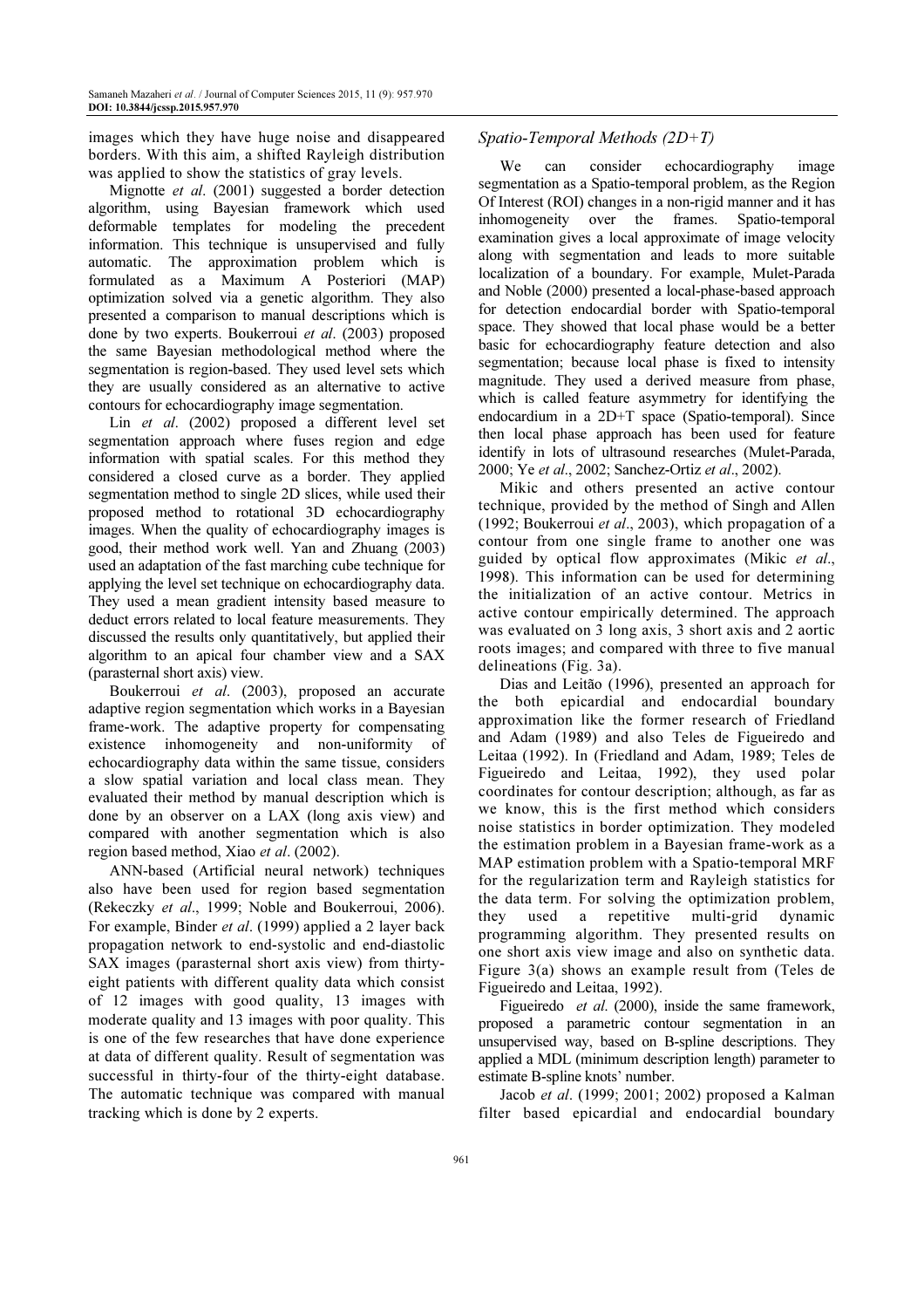images which they have huge noise and disappeared borders. With this aim, a shifted Rayleigh distribution was applied to show the statistics of gray levels.

Mignotte *et al*. (2001) suggested a border detection algorithm, using Bayesian framework which used deformable templates for modeling the precedent information. This technique is unsupervised and fully automatic. The approximation problem which is formulated as a Maximum A Posteriori (MAP) optimization solved via a genetic algorithm. They also presented a comparison to manual descriptions which is done by two experts. Boukerroui *et al*. (2003) proposed the same Bayesian methodological method where the segmentation is region-based. They used level sets which they are usually considered as an alternative to active contours for echocardiography image segmentation.

Lin *et al*. (2002) proposed a different level set segmentation approach where fuses region and edge information with spatial scales. For this method they considered a closed curve as a border. They applied segmentation method to single 2D slices, while used their proposed method to rotational 3D echocardiography images. When the quality of echocardiography images is good, their method work well. Yan and Zhuang (2003) used an adaptation of the fast marching cube technique for applying the level set technique on echocardiography data. They used a mean gradient intensity based measure to deduct errors related to local feature measurements. They discussed the results only quantitatively, but applied their algorithm to an apical four chamber view and a SAX (parasternal short axis) view.

Boukerroui *et al*. (2003), proposed an accurate adaptive region segmentation which works in a Bayesian frame-work. The adaptive property for compensating existence inhomogeneity and non-uniformity of echocardiography data within the same tissue, considers a slow spatial variation and local class mean. They evaluated their method by manual description which is done by an observer on a LAX (long axis view) and compared with another segmentation which is also region based method, Xiao *et al*. (2002).

ANN-based (Artificial neural network) techniques also have been used for region based segmentation (Rekeczky *et al*., 1999; Noble and Boukerroui, 2006). For example, Binder *et al*. (1999) applied a 2 layer back propagation network to end-systolic and end-diastolic SAX images (parasternal short axis view) from thirty-eight patients with different quality data which consist of 12 images with good quality, 13 images with moderate quality and 13 images with poor quality. This is one of the few researches that have done experience at data of different quality. Result of segmentation was successful in thirty-four of the thirty-eight database. The automatic technique was compared with manual tracking which is done by 2 experts.

### *Spatio-Temporal Methods (2D+T)*

We can consider echocardiography image segmentation as a Spatio-temporal problem, as the Region Of Interest (ROI) changes in a non-rigid manner and it has inhomogeneity over the frames. Spatio-temporal examination gives a local approximate of image velocity along with segmentation and leads to more suitable localization of a boundary. For example, Mulet-Parada and Noble (2000) presented a local-phase-based approach for detection endocardial border with Spatio-temporal space. They showed that local phase would be a better basic for echocardiography feature detection and also segmentation; because local phase is fixed to intensity magnitude. They used a derived measure from phase, which is called feature asymmetry for identifying the endocardium in a 2D+T space (Spatio-temporal). Since then local phase approach has been used for feature identify in lots of ultrasound researches (Mulet-Parada, 2000; Ye *et al*., 2002; Sanchez-Ortiz *et al*., 2002).

Mikic and others presented an active contour technique, provided by the method of Singh and Allen (1992; Boukerroui *et al*., 2003), which propagation of a contour from one single frame to another one was guided by optical flow approximates (Mikic *et al*., 1998). This information can be used for determining the initialization of an active contour. Metrics in active contour empirically determined. The approach was evaluated on 3 long axis, 3 short axis and 2 aortic roots images; and compared with three to five manual delineations (Fig. 3a).

Dias and Leitão (1996), presented an approach for the both epicardial and endocardial boundary approximation like the former research of Friedland and Adam (1989) and also Teles de Figueiredo and Leitaa (1992). In (Friedland and Adam, 1989; Teles de Figueiredo and Leitaa, 1992), they used polar coordinates for contour description; although, as far as we know, this is the first method which considers noise statistics in border optimization. They modeled the estimation problem in a Bayesian frame-work as a MAP estimation problem with a Spatio-temporal MRF for the regularization term and Rayleigh statistics for the data term. For solving the optimization problem, they used a repetitive multi-grid dynamic programming algorithm. They presented results on one short axis view image and also on synthetic data. Figure 3(a) shows an example result from (Teles de Figueiredo and Leitaa, 1992).

Figueiredo *et al.* (2000), inside the same framework, proposed a parametric contour segmentation in an unsupervised way, based on B-spline descriptions. They applied a MDL (minimum description length) parameter to estimate B-spline knots' number.

Jacob *et al*. (1999; 2001; 2002) proposed a Kalman filter based epicardial and endocardial boundary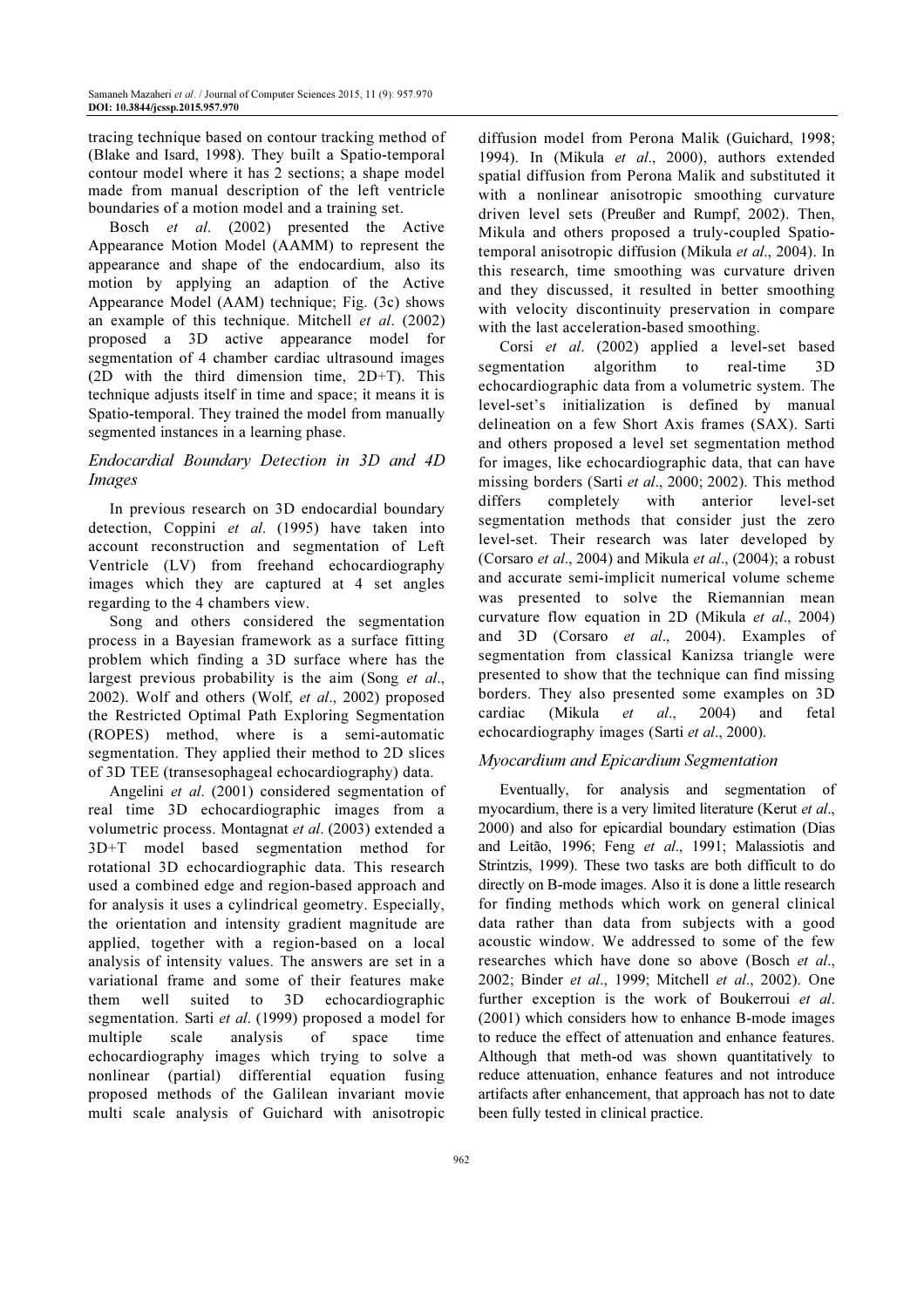tracing technique based on contour tracking method of (Blake and Isard, 1998). They built a Spatio-temporal contour model where it has 2 sections; a shape model made from manual description of the left ventricle boundaries of a motion model and a training set.

Bosch *et al*. (2002) presented the Active Appearance Motion Model (AAMM) to represent the appearance and shape of the endocardium, also its motion by applying an adaption of the Active Appearance Model (AAM) technique; Fig. (3c) shows an example of this technique. Mitchell *et al*. (2002) proposed a 3D active appearance model for segmentation of 4 chamber cardiac ultrasound images (2D with the third dimension time, 2D+T). This technique adjusts itself in time and space; it means it is Spatio-temporal. They trained the model from manually segmented instances in a learning phase.

### Endocardial Boundary Detection in 3D and 4D Images

In previous research on 3D endocardial boundary detection, Coppini *et al*. (1995) have taken into account reconstruction and segmentation of Left Ventricle (LV) from freehand echocardiography images which they are captured at 4 set angles regarding to the 4 chambers view.

Song and others considered the segmentation process in a Bayesian framework as a surface fitting problem which finding a 3D surface where has the largest previous probability is the aim (Song *et al*., 2002). Wolf and others (Wolf, *et al*., 2002) proposed the Restricted Optimal Path Exploring Segmentation (ROPES) method, where is a semi-automatic segmentation. They applied their method to 2D slices of 3D TEE (transesophageal echocardiography) data.

Angelini *et al*. (2001) considered segmentation of real time 3D echocardiographic images from a volumetric process. Montagnat *et al*. (2003) extended a 3D+T model based segmentation method for rotational 3D echocardiographic data. This research used a combined edge and region-based approach and for analysis it uses a cylindrical geometry. Especially, the orientation and intensity gradient magnitude are applied, together with a region-based on a local analysis of intensity values. The answers are set in a variational frame and some of their features make them well suited to 3D echocardiographic segmentation. Sarti *et al*. (1999) proposed a model for multiple scale analysis of space time echocardiography images which trying to solve a nonlinear (partial) differential equation fusing proposed methods of the Galilean invariant movie multi scale analysis of Guichard with anisotropic diffusion model from Perona Malik (Guichard, 1998; 1994). In (Mikula *et al*., 2000), authors extended spatial diffusion from Perona Malik and substituted it with a nonlinear anisotropic smoothing curvature driven level sets (Preußer and Rumpf, 2002). Then, Mikula and others proposed a truly-coupled Spatio-temporal anisotropic diffusion (Mikula *et al*., 2004). In this research, time smoothing was curvature driven and they discussed, it resulted in better smoothing with velocity discontinuity preservation in compare with the last acceleration-based smoothing.

Corsi *et al*. (2002) applied a level-set based segmentation algorithm to real-time 3D echocardiographic data from a volumetric system. The level-set's initialization is defined by manual delineation on a few Short Axis frames (SAX). Sarti and others proposed a level set segmentation method for images, like echocardiographic data, that can have missing borders (Sarti *et al*., 2000; 2002). This method differs completely with anterior level-set segmentation methods that consider just the zero level-set. Their research was later developed by (Corsaro *et al*., 2004) and Mikula *et al*., (2004); a robust and accurate semi-implicit numerical volume scheme was presented to solve the Riemannian mean curvature flow equation in 2D (Mikula *et al*., 2004) and 3D (Corsaro *et al*., 2004). Examples of segmentation from classical Kanizsa triangle were presented to show that the technique can find missing borders. They also presented some examples on 3D cardiac (Mikula *et al*., 2004) and fetal echocardiography images (Sarti *et al*., 2000).

### Myocardium and Epicardium Segmentation

Eventually, for analysis and segmentation of myocardium, there is a very limited literature (Kerut *et al*., 2000) and also for epicardial boundary estimation (Dias and Leitão, 1996; Feng *et al*., 1991; Malassiotis and Strintzis, 1999). These two tasks are both difficult to do directly on B-mode images. Also it is done a little research for finding methods which work on general clinical data rather than data from subjects with a good acoustic window. We addressed to some of the few researches which have done so above (Bosch *et al*., 2002; Binder *et al*., 1999; Mitchell *et al*., 2002). One further exception is the work of Boukerroui *et al*. (2001) which considers how to enhance B-mode images to reduce the effect of attenuation and enhance features. Although that meth-od was shown quantitatively to reduce attenuation, enhance features and not introduce artifacts after enhancement, that approach has not to date been fully tested in clinical practice.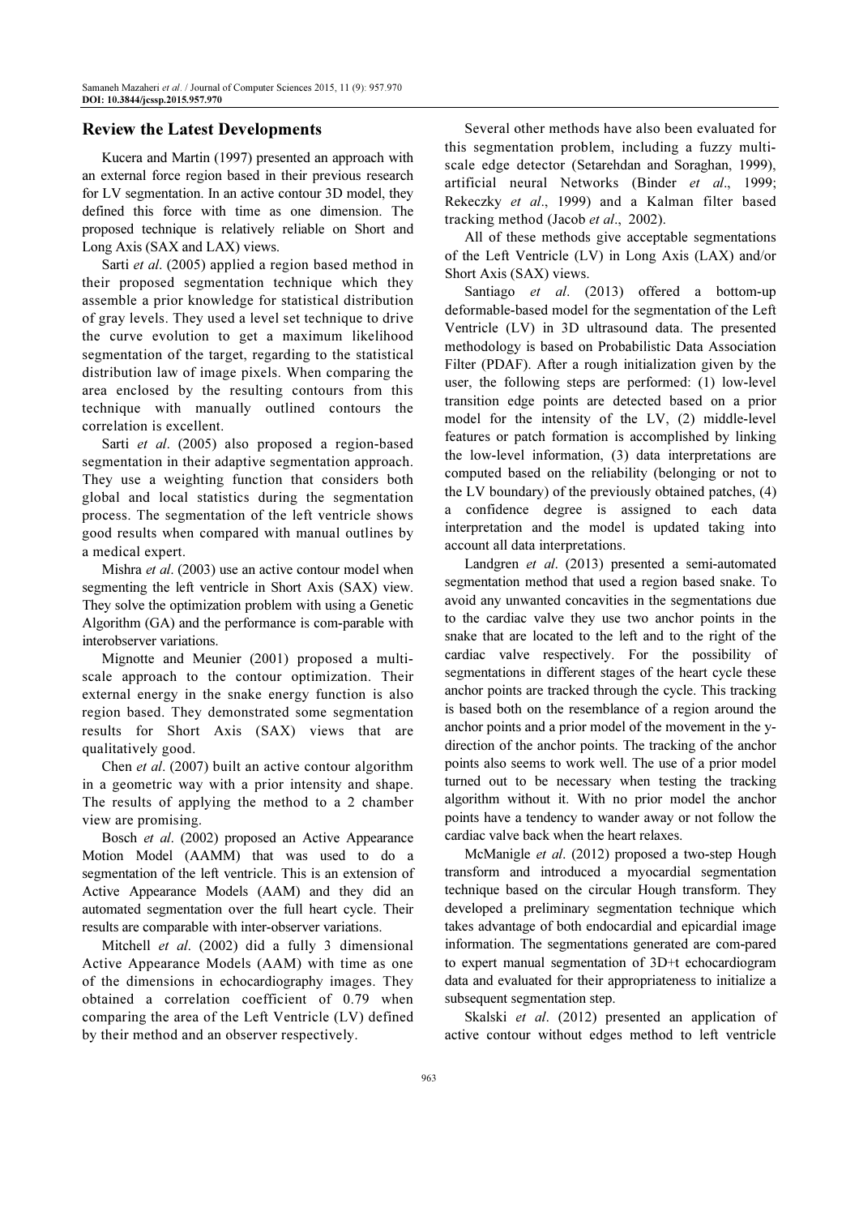## Review the Latest Developments

Kucera and Martin (1997) presented an approach with an external force region based in their previous research for LV segmentation. In an active contour 3D model, they defined this force with time as one dimension. The proposed technique is relatively reliable on Short and Long Axis (SAX and LAX) views.

Sarti *et al*. (2005) applied a region based method in their proposed segmentation technique which they assemble a prior knowledge for statistical distribution of gray levels. They used a level set technique to drive the curve evolution to get a maximum likelihood segmentation of the target, regarding to the statistical distribution law of image pixels. When comparing the area enclosed by the resulting contours from this technique with manually outlined contours the correlation is excellent.

Sarti *et al*. (2005) also proposed a region-based segmentation in their adaptive segmentation approach. They use a weighting function that considers both global and local statistics during the segmentation process. The segmentation of the left ventricle shows good results when compared with manual outlines by a medical expert.

Mishra *et al*. (2003) use an active contour model when segmenting the left ventricle in Short Axis (SAX) view. They solve the optimization problem with using a Genetic Algorithm (GA) and the performance is com-parable with interobserver variations.

Mignotte and Meunier (2001) proposed a multi-scale approach to the contour optimization. Their external energy in the snake energy function is also region based. They demonstrated some segmentation results for Short Axis (SAX) views that are qualitatively good.

Chen *et al*. (2007) built an active contour algorithm in a geometric way with a prior intensity and shape. The results of applying the method to a 2 chamber view are promising.

Bosch *et al*. (2002) proposed an Active Appearance Motion Model (AAMM) that was used to do a segmentation of the left ventricle. This is an extension of Active Appearance Models (AAM) and they did an automated segmentation over the full heart cycle. Their results are comparable with inter-observer variations.

Mitchell *et al*. (2002) did a fully 3 dimensional Active Appearance Models (AAM) with time as one of the dimensions in echocardiography images. They obtained a correlation coefficient of 0.79 when comparing the area of the Left Ventricle (LV) defined by their method and an observer respectively.

Several other methods have also been evaluated for this segmentation problem, including a fuzzy multi-scale edge detector (Setarehdan and Soraghan, 1999), artificial neural Networks (Binder *et al*., 1999; Rekeczky *et al*., 1999) and a Kalman filter based tracking method (Jacob *et al*., 2002).

All of these methods give acceptable segmentations of the Left Ventricle (LV) in Long Axis (LAX) and/or Short Axis (SAX) views.

Santiago *et al*. (2013) offered a bottom-up deformable-based model for the segmentation of the Left Ventricle (LV) in 3D ultrasound data. The presented methodology is based on Probabilistic Data Association Filter (PDAF). After a rough initialization given by the user, the following steps are performed: (1) low-level transition edge points are detected based on a prior model for the intensity of the LV, (2) middle-level features or patch formation is accomplished by linking the low-level information, (3) data interpretations are computed based on the reliability (belonging or not to the LV boundary) of the previously obtained patches, (4) a confidence degree is assigned to each data interpretation and the model is updated taking into account all data interpretations.

Landgren *et al*. (2013) presented a semi-automated segmentation method that used a region based snake. To avoid any unwanted concavities in the segmentations due to the cardiac valve they use two anchor points in the snake that are located to the left and to the right of the cardiac valve respectively. For the possibility of segmentations in different stages of the heart cycle these anchor points are tracked through the cycle. This tracking is based both on the resemblance of a region around the anchor points and a prior model of the movement in the y-direction of the anchor points. The tracking of the anchor points also seems to work well. The use of a prior model turned out to be necessary when testing the tracking algorithm without it. With no prior model the anchor points have a tendency to wander away or not follow the cardiac valve back when the heart relaxes.

McManigle *et al*. (2012) proposed a two-step Hough transform and introduced a myocardial segmentation technique based on the circular Hough transform. They developed a preliminary segmentation technique which takes advantage of both endocardial and epicardial image information. The segmentations generated are com-pared to expert manual segmentation of 3D+t echocardiogram data and evaluated for their appropriateness to initialize a subsequent segmentation step.

Skalski *et al*. (2012) presented an application of active contour without edges method to left ventricle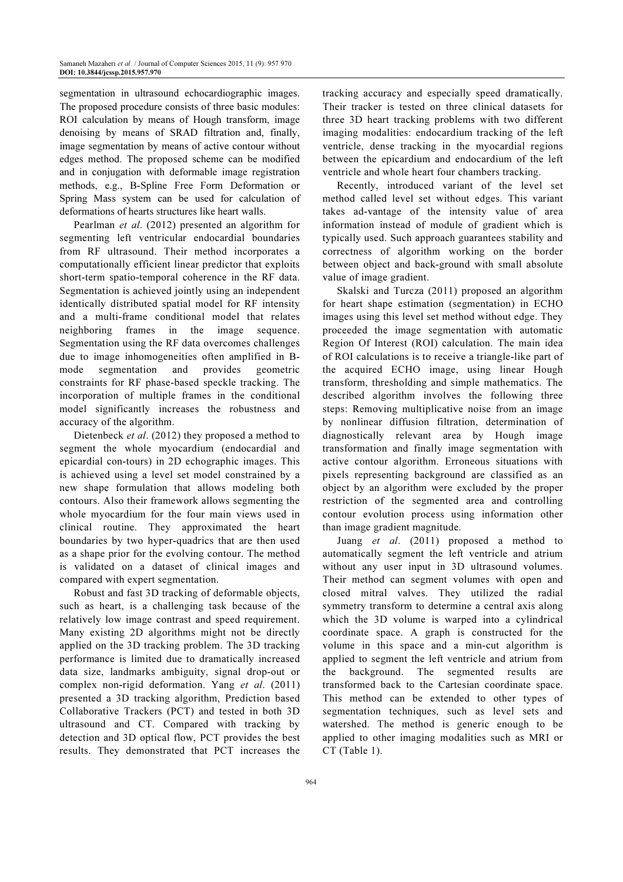segmentation in ultrasound echocardiographic images. The proposed procedure consists of three basic modules: ROI calculation by means of Hough transform, image denoising by means of SRAD filtration and, finally, image segmentation by means of active contour without edges method. The proposed scheme can be modified and in conjugation with deformable image registration methods, e.g., B-Spline Free Form Deformation or Spring Mass system can be used for calculation of deformations of hearts structures like heart walls.

Pearlman *et al*. (2012) presented an algorithm for segmenting left ventricular endocardial boundaries from RF ultrasound. Their method incorporates a computationally efficient linear predictor that exploits short-term spatio-temporal coherence in the RF data. Segmentation is achieved jointly using an independent identically distributed spatial model for RF intensity and a multi-frame conditional model that relates neighboring frames in the image sequence. Segmentation using the RF data overcomes challenges due to image inhomogeneities often amplified in B-mode segmentation and provides geometric constraints for RF phase-based speckle tracking. The incorporation of multiple frames in the conditional model significantly increases the robustness and accuracy of the algorithm.

Dietenbeck *et al*. (2012) they proposed a method to segment the whole myocardium (endocardial and epicardial con-tours) in 2D echographic images. This is achieved using a level set model constrained by a new shape formulation that allows modeling both contours. Also their framework allows segmenting the whole myocardium for the four main views used in clinical routine. They approximated the heart boundaries by two hyper-quadrics that are then used as a shape prior for the evolving contour. The method is validated on a dataset of clinical images and compared with expert segmentation.

Robust and fast 3D tracking of deformable objects, such as heart, is a challenging task because of the relatively low image contrast and speed requirement. Many existing 2D algorithms might not be directly applied on the 3D tracking problem. The 3D tracking performance is limited due to dramatically increased data size, landmarks ambiguity, signal drop-out or complex non-rigid deformation. Yang *et al*. (2011) presented a 3D tracking algorithm, Prediction based Collaborative Trackers (PCT) and tested in both 3D ultrasound and CT. Compared with tracking by detection and 3D optical flow, PCT provides the best results. They demonstrated that PCT increases the tracking accuracy and especially speed dramatically. Their tracker is tested on three clinical datasets for three 3D heart tracking problems with two different imaging modalities: endocardium tracking of the left ventricle, dense tracking in the myocardial regions between the epicardium and endocardium of the left ventricle and whole heart four chambers tracking.

Recently, introduced variant of the level set method called level set without edges. This variant takes ad-vantage of the intensity value of area information instead of module of gradient which is typically used. Such approach guarantees stability and correctness of algorithm working on the border between object and back-ground with small absolute value of image gradient.

Skalski and Turcza (2011) proposed an algorithm for heart shape estimation (segmentation) in ECHO images using this level set method without edge. They proceeded the image segmentation with automatic Region Of Interest (ROI) calculation. The main idea of ROI calculations is to receive a triangle-like part of the acquired ECHO image, using linear Hough transform, thresholding and simple mathematics. The described algorithm involves the following three steps: Removing multiplicative noise from an image by nonlinear diffusion filtration, determination of diagnostically relevant area by Hough image transformation and finally image segmentation with active contour algorithm. Erroneous situations with pixels representing background are classified as an object by an algorithm were excluded by the proper restriction of the segmented area and controlling contour evolution process using information other than image gradient magnitude.

Juang *et al*. (2011) proposed a method to automatically segment the left ventricle and atrium without any user input in 3D ultrasound volumes. Their method can segment volumes with open and closed mitral valves. They utilized the radial symmetry transform to determine a central axis along which the 3D volume is warped into a cylindrical coordinate space. A graph is constructed for the volume in this space and a min-cut algorithm is applied to segment the left ventricle and atrium from the background. The segmented results are transformed back to the Cartesian coordinate space. This method can be extended to other types of segmentation techniques, such as level sets and watershed. The method is generic enough to be applied to other imaging modalities such as MRI or CT (Table 1).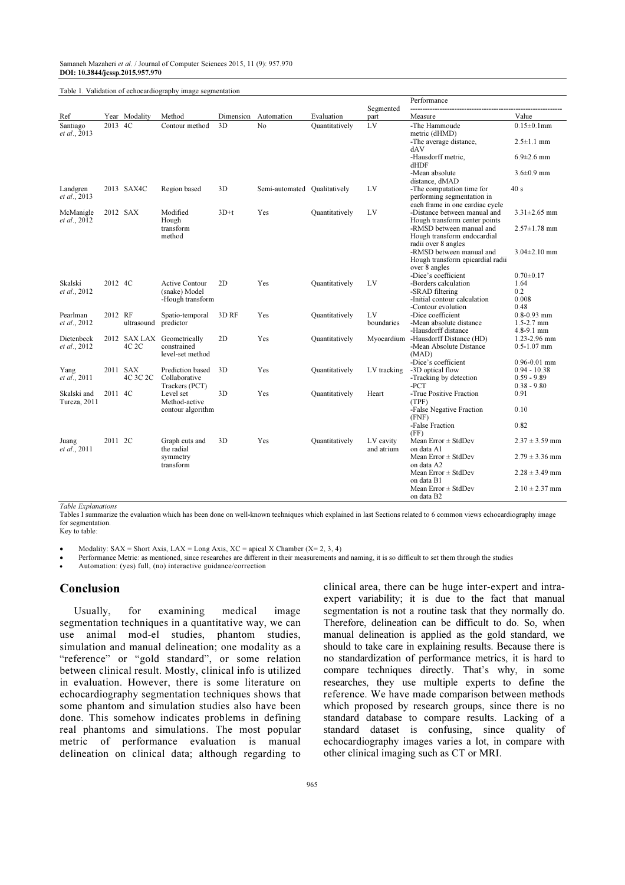Table 1. Validation of echocardiography image segmentation

| Ref | Year | Modality | Method | Dimension | Automation | Evaluation | Segmented part | Performance Measure | Value |
|---|---|---|---|---|---|---|---|---|---|
| Santiago *et al.*, 2013 | 2013 | 4C | Contour method | 3D | No | Quantitatively | LV | -The Hammoude metric (dHMD)<br>-The average distance, dAV<br>-Hausdorff metric, dHDF<br>-Mean absolute distance, dMAD | 0.15±0.1mm<br>2.5±1.1 mm<br>6.9±2.6 mm<br>3.6±0.9 mm |
| Landgren *et al.*, 2013 | 2013 | SAX4C | Region based | 3D | Semi-automated | Qualitatively | LV | -The computation time for performing segmentation in each frame in one cardiac cycle | 40 s |
| McManigle *et al.*, 2012 | 2012 | SAX | Modified Hough transform method | 3D+t | Yes | Quantitatively | LV | -Distance between manual and Hough transform center points<br>-RMSD between manual and Hough transform endocardial radii over 8 angles<br>-RMSD between manual and Hough transform epicardial radii over 8 angles<br>-Dice's coefficient | 3.31±2.65 mm<br>2.57±1.78 mm<br>3.04±2.10 mm<br>0.70±0.17 |
| Skalski *et al.*, 2012 | 2012 | 4C | Active Contour (snake) Model -Hough transform | 2D | Yes | Quantitatively | LV | -Borders calculation<br>-SRAD filtering<br>-Initial contour calculation<br>-Contour evolution | 1.64<br>0.2<br>0.008<br>0.48 |
| Pearlman *et al.*, 2012 | 2012 | RF ultrasound | Spatio-temporal predictor | 3D RF | Yes | Quantitatively | LV boundaries | -Dice coefficient<br>-Mean absolute distance<br>-Hausdorff distance | 0.8-0.93 mm<br>1.5-2.7 mm<br>4.8-9.1 mm |
| Dietenbeck *et al.*, 2012 | 2012 | SAX LAX 4C 2C | Geometrically constrained level-set method | 2D | Yes | Quantitatively | Myocardium | -Hausdorff Distance (HD)<br>-Mean Absolute Distance (MAD)<br>-Dice's coefficient | 1.23-2.96 mm<br>0.5-1.07 mm<br>0.96-0.01 mm |
| Yang *et al.*, 2011 | 2011 | SAX 4C 3C 2C | Prediction based Collaborative Trackers (PCT) | 3D | Yes | Quantitatively | LV tracking | -3D optical flow<br>-Tracking by detection<br>-PCT | 0.94 - 10.38<br>0.59 - 9.89<br>0.38 - 9.80 |
| Skalski and Turcza, 2011 | 2011 | 4C | Level set Method-active contour algorithm | 3D | Yes | Quantitatively | Heart | -True Positive Fraction (TPF)<br>-False Negative Fraction (FNF)<br>-False Fraction (FF) | 0.91<br>0.10<br>0.82 |
| Juang *et al.*, 2011 | 2011 | 2C | Graph cuts and the radial symmetry transform | 3D | Yes | Quantitatively | LV cavity and atrium | Mean Error ± StdDev on data A1<br>Mean Error ± StdDev on data A2<br>Mean Error ± StdDev on data B1<br>Mean Error ± StdDev on data B2 | 2.37 ± 3.59 mm<br>2.79 ± 3.36 mm<br>2.28 ± 3.49 mm<br>2.10 ± 2.37 mm |

*Table Explanations*

Tables I summarize the evaluation which has been done on well-known techniques which explained in last Sections related to 6 common views echocardiography image for segmentation.

Key to table:

- Modality: SAX = Short Axis, LAX = Long Axis, XC = apical X Chamber (X= 2, 3, 4)
- Performance Metric: as mentioned, since researches are different in their measurements and naming, it is so difficult to set them through the studies
- Automation: (yes) full, (no) interactive guidance/correction

## Conclusion

Usually, for examining medical image segmentation techniques in a quantitative way, we can use animal mod-el studies, phantom studies, simulation and manual delineation; one modality as a "reference" or "gold standard", or some relation between clinical result. Mostly, clinical info is utilized in evaluation. However, there is some literature on echocardiography segmentation techniques shows that some phantom and simulation studies also have been done. This somehow indicates problems in defining real phantoms and simulations. The most popular metric of performance evaluation is manual delineation on clinical data; although regarding to clinical area, there can be huge inter-expert and intra-expert variability; it is due to the fact that manual segmentation is not a routine task that they normally do. Therefore, delineation can be difficult to do. So, when manual delineation is applied as the gold standard, we should to take care in explaining results. Because there is no standardization of performance metrics, it is hard to compare techniques directly. That's why, in some researches, they use multiple experts to define the reference. We have made comparison between methods which proposed by research groups, since there is no standard database to compare results. Lacking of a standard dataset is confusing, since quality of echocardiography images varies a lot, in compare with other clinical imaging such as CT or MRI.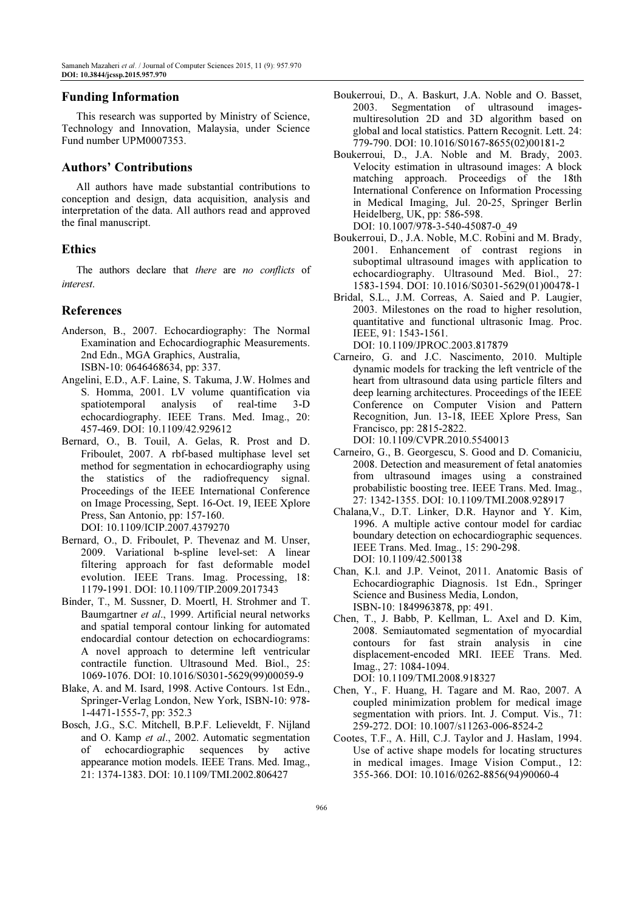## Funding Information

This research was supported by Ministry of Science, Technology and Innovation, Malaysia, under Science Fund number UPM0007353.

## Authors' Contributions

All authors have made substantial contributions to conception and design, data acquisition, analysis and interpretation of the data. All authors read and approved the final manuscript.

## Ethics

The authors declare that *there* are *no conflicts* of *interest*.

## References

Anderson, B., 2007. Echocardiography: The Normal Examination and Echocardiographic Measurements. 2nd Edn., MGA Graphics, Australia, ISBN-10: 0646468634, pp: 337.

Angelini, E.D., A.F. Laine, S. Takuma, J.W. Holmes and S. Homma, 2001. LV volume quantification via spatiotemporal analysis of real-time 3-D echocardiography. IEEE Trans. Med. Imag., 20: 457-469. DOI: 10.1109/42.929612

Bernard, O., B. Touil, A. Gelas, R. Prost and D. Friboulet, 2007. A rbf-based multiphase level set method for segmentation in echocardiography using the statistics of the radiofrequency signal. Proceedings of the IEEE International Conference on Image Processing, Sept. 16-Oct. 19, IEEE Xplore Press, San Antonio, pp: 157-160. DOI: 10.1109/ICIP.2007.4379270

Bernard, O., D. Friboulet, P. Thevenaz and M. Unser, 2009. Variational b-spline level-set: A linear filtering approach for fast deformable model evolution. IEEE Trans. Imag. Processing, 18: 1179-1991. DOI: 10.1109/TIP.2009.2017343

Binder, T., M. Sussner, D. Moertl, H. Strohmer and T. Baumgartner *et al*., 1999. Artificial neural networks and spatial temporal contour linking for automated endocardial contour detection on echocardiograms: A novel approach to determine left ventricular contractile function. Ultrasound Med. Biol., 25: 1069-1076. DOI: 10.1016/S0301-5629(99)00059-9

Blake, A. and M. Isard, 1998. Active Contours. 1st Edn., Springer-Verlag London, New York, ISBN-10: 978-1-4471-1555-7, pp: 352.3

Bosch, J.G., S.C. Mitchell, B.P.F. Lelieveldt, F. Nijland and O. Kamp *et al*., 2002. Automatic segmentation of echocardiographic sequences by active appearance motion models. IEEE Trans. Med. Imag., 21: 1374-1383. DOI: 10.1109/TMI.2002.806427

Boukerroui, D., A. Baskurt, J.A. Noble and O. Basset, 2003. Segmentation of ultrasound images-multiresolution 2D and 3D algorithm based on global and local statistics. Pattern Recognit. Lett. 24: 779-790. DOI: 10.1016/S0167-8655(02)00181-2

Boukerroui, D., J.A. Noble and M. Brady, 2003. Velocity estimation in ultrasound images: A block matching approach. Proceedigs of the 18th International Conference on Information Processing in Medical Imaging, Jul. 20-25, Springer Berlin Heidelberg, UK, pp: 586-598. DOI: 10.1007/978-3-540-45087-0_49

Boukerroui, D., J.A. Noble, M.C. Robini and M. Brady, 2001. Enhancement of contrast regions in suboptimal ultrasound images with application to echocardiography. Ultrasound Med. Biol., 27: 1583-1594. DOI: 10.1016/S0301-5629(01)00478-1

Bridal, S.L., J.M. Correas, A. Saied and P. Laugier, 2003. Milestones on the road to higher resolution, quantitative and functional ultrasonic Imag. Proc. IEEE, 91: 1543-1561. DOI: 10.1109/JPROC.2003.817879

Carneiro, G. and J.C. Nascimento, 2010. Multiple dynamic models for tracking the left ventricle of the heart from ultrasound data using particle filters and deep learning architectures. Proceedings of the IEEE Conference on Computer Vision and Pattern Recognition, Jun. 13-18, IEEE Xplore Press, San Francisco, pp: 2815-2822. DOI: 10.1109/CVPR.2010.5540013

Carneiro, G., B. Georgescu, S. Good and D. Comaniciu, 2008. Detection and measurement of fetal anatomies from ultrasound images using a constrained probabilistic boosting tree. IEEE Trans. Med. Imag., 27: 1342-1355. DOI: 10.1109/TMI.2008.928917

Chalana,V., D.T. Linker, D.R. Haynor and Y. Kim, 1996. A multiple active contour model for cardiac boundary detection on echocardiographic sequences. IEEE Trans. Med. Imag., 15: 290-298. DOI: 10.1109/42.500138

Chan, K.l. and J.P. Veinot, 2011. Anatomic Basis of Echocardiographic Diagnosis. 1st Edn., Springer Science and Business Media, London, ISBN-10: 1849963878, pp: 491.

Chen, T., J. Babb, P. Kellman, L. Axel and D. Kim, 2008. Semiautomated segmentation of myocardial contours for fast strain analysis in cine displacement-encoded MRI. IEEE Trans. Med. Imag., 27: 1084-1094. DOI: 10.1109/TMI.2008.918327

Chen, Y., F. Huang, H. Tagare and M. Rao, 2007. A coupled minimization problem for medical image segmentation with priors. Int. J. Comput. Vis., 71: 259-272. DOI: 10.1007/s11263-006-8524-2

Cootes, T.F., A. Hill, C.J. Taylor and J. Haslam, 1994. Use of active shape models for locating structures in medical images. Image Vision Comput., 12: 355-366. DOI: 10.1016/0262-8856(94)90060-4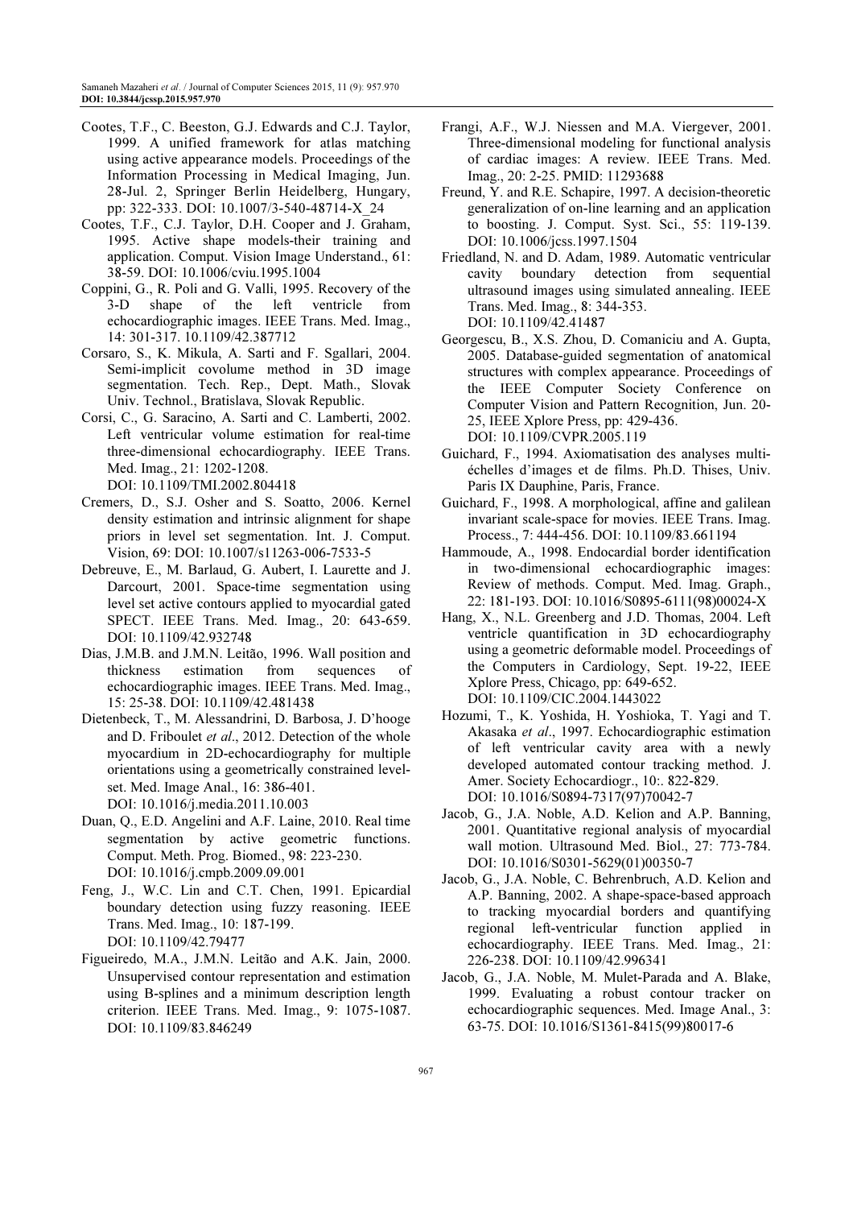Cootes, T.F., C. Beeston, G.J. Edwards and C.J. Taylor, 1999. A unified framework for atlas matching using active appearance models. Proceedings of the Information Processing in Medical Imaging, Jun. 28-Jul. 2, Springer Berlin Heidelberg, Hungary, pp: 322-333. DOI: 10.1007/3-540-48714-X_24

Cootes, T.F., C.J. Taylor, D.H. Cooper and J. Graham, 1995. Active shape models-their training and application. Comput. Vision Image Understand., 61: 38-59. DOI: 10.1006/cviu.1995.1004

Coppini, G., R. Poli and G. Valli, 1995. Recovery of the 3-D shape of the left ventricle from echocardiographic images. IEEE Trans. Med. Imag., 14: 301-317. 10.1109/42.387712

Corsaro, S., K. Mikula, A. Sarti and F. Sgallari, 2004. Semi-implicit covolume method in 3D image segmentation. Tech. Rep., Dept. Math., Slovak Univ. Technol., Bratislava, Slovak Republic.

Corsi, C., G. Saracino, A. Sarti and C. Lamberti, 2002. Left ventricular volume estimation for real-time three-dimensional echocardiography. IEEE Trans. Med. Imag., 21: 1202-1208. DOI: 10.1109/TMI.2002.804418

Cremers, D., S.J. Osher and S. Soatto, 2006. Kernel density estimation and intrinsic alignment for shape priors in level set segmentation. Int. J. Comput. Vision, 69: DOI: 10.1007/s11263-006-7533-5

Debreuve, E., M. Barlaud, G. Aubert, I. Laurette and J. Darcourt, 2001. Space-time segmentation using level set active contours applied to myocardial gated SPECT. IEEE Trans. Med. Imag., 20: 643-659. DOI: 10.1109/42.932748

Dias, J.M.B. and J.M.N. Leitão, 1996. Wall position and thickness estimation from sequences of echocardiographic images. IEEE Trans. Med. Imag., 15: 25-38. DOI: 10.1109/42.481438

Dietenbeck, T., M. Alessandrini, D. Barbosa, J. D'hooge and D. Friboulet *et al*., 2012. Detection of the whole myocardium in 2D-echocardiography for multiple orientations using a geometrically constrained level-set. Med. Image Anal., 16: 386-401. DOI: 10.1016/j.media.2011.10.003

Duan, Q., E.D. Angelini and A.F. Laine, 2010. Real time segmentation by active geometric functions. Comput. Meth. Prog. Biomed., 98: 223-230. DOI: 10.1016/j.cmpb.2009.09.001

Feng, J., W.C. Lin and C.T. Chen, 1991. Epicardial boundary detection using fuzzy reasoning. IEEE Trans. Med. Imag., 10: 187-199. DOI: 10.1109/42.79477

Figueiredo, M.A., J.M.N. Leitão and A.K. Jain, 2000. Unsupervised contour representation and estimation using B-splines and a minimum description length criterion. IEEE Trans. Med. Imag., 9: 1075-1087. DOI: 10.1109/83.846249

Frangi, A.F., W.J. Niessen and M.A. Viergever, 2001. Three-dimensional modeling for functional analysis of cardiac images: A review. IEEE Trans. Med. Imag., 20: 2-25. PMID: 11293688

Freund, Y. and R.E. Schapire, 1997. A decision-theoretic generalization of on-line learning and an application to boosting. J. Comput. Syst. Sci., 55: 119-139. DOI: 10.1006/jcss.1997.1504

Friedland, N. and D. Adam, 1989. Automatic ventricular cavity boundary detection from sequential ultrasound images using simulated annealing. IEEE Trans. Med. Imag., 8: 344-353. DOI: 10.1109/42.41487

Georgescu, B., X.S. Zhou, D. Comaniciu and A. Gupta, 2005. Database-guided segmentation of anatomical structures with complex appearance. Proceedings of the IEEE Computer Society Conference on Computer Vision and Pattern Recognition, Jun. 20-25, IEEE Xplore Press, pp: 429-436. DOI: 10.1109/CVPR.2005.119

Guichard, F., 1994. Axiomatisation des analyses multi-échelles d'images et de films. Ph.D. Thises, Univ. Paris IX Dauphine, Paris, France.

Guichard, F., 1998. A morphological, affine and galilean invariant scale-space for movies. IEEE Trans. Imag. Process., 7: 444-456. DOI: 10.1109/83.661194

Hammoude, A., 1998. Endocardial border identification in two-dimensional echocardiographic images: Review of methods. Comput. Med. Imag. Graph., 22: 181-193. DOI: 10.1016/S0895-6111(98)00024-X

Hang, X., N.L. Greenberg and J.D. Thomas, 2004. Left ventricle quantification in 3D echocardiography using a geometric deformable model. Proceedings of the Computers in Cardiology, Sept. 19-22, IEEE Xplore Press, Chicago, pp: 649-652. DOI: 10.1109/CIC.2004.1443022

Hozumi, T., K. Yoshida, H. Yoshioka, T. Yagi and T. Akasaka *et al*., 1997. Echocardiographic estimation of left ventricular cavity area with a newly developed automated contour tracking method. J. Amer. Society Echocardiogr., 10:. 822-829. DOI: 10.1016/S0894-7317(97)70042-7

Jacob, G., J.A. Noble, A.D. Kelion and A.P. Banning, 2001. Quantitative regional analysis of myocardial wall motion. Ultrasound Med. Biol., 27: 773-784. DOI: 10.1016/S0301-5629(01)00350-7

Jacob, G., J.A. Noble, C. Behrenbruch, A.D. Kelion and A.P. Banning, 2002. A shape-space-based approach to tracking myocardial borders and quantifying regional left-ventricular function applied in echocardiography. IEEE Trans. Med. Imag., 21: 226-238. DOI: 10.1109/42.996341

Jacob, G., J.A. Noble, M. Mulet-Parada and A. Blake, 1999. Evaluating a robust contour tracker on echocardiographic sequences. Med. Image Anal., 3: 63-75. DOI: 10.1016/S1361-8415(99)80017-6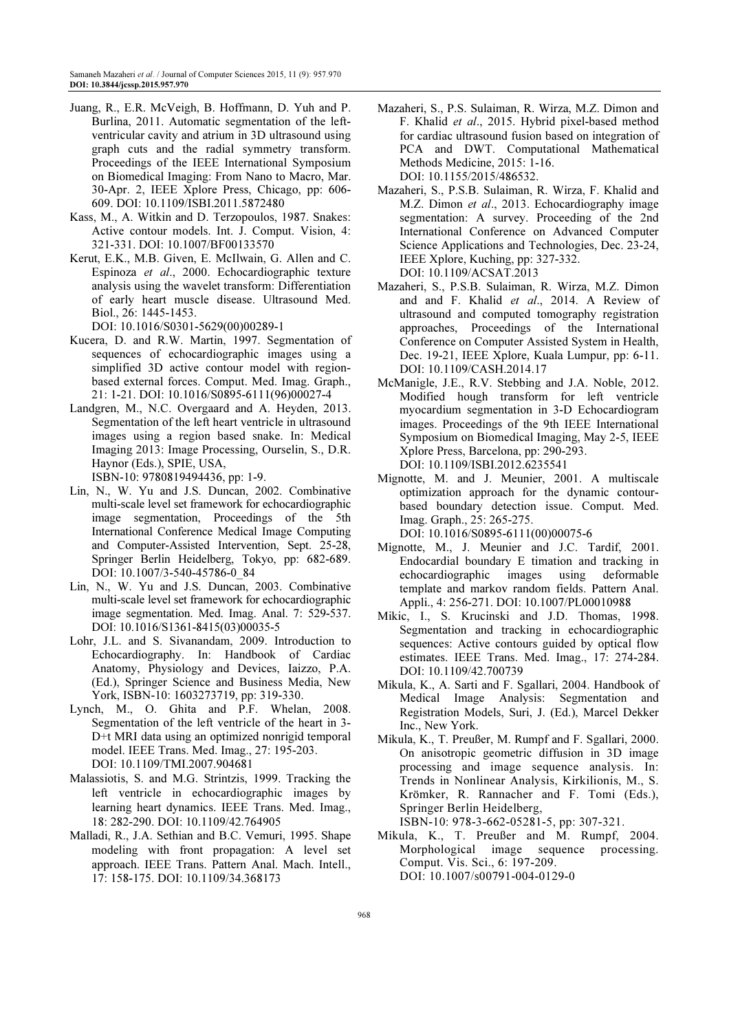Juang, R., E.R. McVeigh, B. Hoffmann, D. Yuh and P. Burlina, 2011. Automatic segmentation of the left-ventricular cavity and atrium in 3D ultrasound using graph cuts and the radial symmetry transform. Proceedings of the IEEE International Symposium on Biomedical Imaging: From Nano to Macro, Mar. 30-Apr. 2, IEEE Xplore Press, Chicago, pp: 606-609. DOI: 10.1109/ISBI.2011.5872480

Kass, M., A. Witkin and D. Terzopoulos, 1987. Snakes: Active contour models. Int. J. Comput. Vision, 4: 321-331. DOI: 10.1007/BF00133570

Kerut, E.K., M.B. Given, E. McIlwain, G. Allen and C. Espinoza *et al*., 2000. Echocardiographic texture analysis using the wavelet transform: Differentiation of early heart muscle disease. Ultrasound Med. Biol., 26: 1445-1453. DOI: 10.1016/S0301-5629(00)00289-1

Kucera, D. and R.W. Martin, 1997. Segmentation of sequences of echocardiographic images using a simplified 3D active contour model with region-based external forces. Comput. Med. Imag. Graph., 21: 1-21. DOI: 10.1016/S0895-6111(96)00027-4

Landgren, M., N.C. Overgaard and A. Heyden, 2013. Segmentation of the left heart ventricle in ultrasound images using a region based snake. In: Medical Imaging 2013: Image Processing, Ourselin, S., D.R. Haynor (Eds.), SPIE, USA, ISBN-10: 9780819494436, pp: 1-9.

Lin, N., W. Yu and J.S. Duncan, 2002. Combinative multi-scale level set framework for echocardiographic image segmentation, Proceedings of the 5th International Conference Medical Image Computing and Computer-Assisted Intervention, Sept. 25-28, Springer Berlin Heidelberg, Tokyo, pp: 682-689. DOI: 10.1007/3-540-45786-0_84

Lin, N., W. Yu and J.S. Duncan, 2003. Combinative multi-scale level set framework for echocardiographic image segmentation. Med. Imag. Anal. 7: 529-537. DOI: 10.1016/S1361-8415(03)00035-5

Lohr, J.L. and S. Sivanandam, 2009. Introduction to Echocardiography. In: Handbook of Cardiac Anatomy, Physiology and Devices, Iaizzo, P.A. (Ed.), Springer Science and Business Media, New York, ISBN-10: 1603273719, pp: 319-330.

Lynch, M., O. Ghita and P.F. Whelan, 2008. Segmentation of the left ventricle of the heart in 3-D+t MRI data using an optimized nonrigid temporal model. IEEE Trans. Med. Imag., 27: 195-203. DOI: 10.1109/TMI.2007.904681

Malassiotis, S. and M.G. Strintzis, 1999. Tracking the left ventricle in echocardiographic images by learning heart dynamics. IEEE Trans. Med. Imag., 18: 282-290. DOI: 10.1109/42.764905

Malladi, R., J.A. Sethian and B.C. Vemuri, 1995. Shape modeling with front propagation: A level set approach. IEEE Trans. Pattern Anal. Mach. Intell., 17: 158-175. DOI: 10.1109/34.368173

Mazaheri, S., P.S. Sulaiman, R. Wirza, M.Z. Dimon and F. Khalid *et al*., 2015. Hybrid pixel-based method for cardiac ultrasound fusion based on integration of PCA and DWT. Computational Mathematical Methods Medicine, 2015: 1-16. DOI: 10.1155/2015/486532.

Mazaheri, S., P.S.B. Sulaiman, R. Wirza, F. Khalid and M.Z. Dimon *et al*., 2013. Echocardiography image segmentation: A survey. Proceeding of the 2nd International Conference on Advanced Computer Science Applications and Technologies, Dec. 23-24, IEEE Xplore, Kuching, pp: 327-332. DOI: 10.1109/ACSAT.2013

Mazaheri, S., P.S.B. Sulaiman, R. Wirza, M.Z. Dimon and and F. Khalid *et al*., 2014. A Review of ultrasound and computed tomography registration approaches, Proceedings of the International Conference on Computer Assisted System in Health, Dec. 19-21, IEEE Xplore, Kuala Lumpur, pp: 6-11. DOI: 10.1109/CASH.2014.17

McManigle, J.E., R.V. Stebbing and J.A. Noble, 2012. Modified hough transform for left ventricle myocardium segmentation in 3-D Echocardiogram images. Proceedings of the 9th IEEE International Symposium on Biomedical Imaging, May 2-5, IEEE Xplore Press, Barcelona, pp: 290-293. DOI: 10.1109/ISBI.2012.6235541

Mignotte, M. and J. Meunier, 2001. A multiscale optimization approach for the dynamic contour-based boundary detection issue. Comput. Med. Imag. Graph., 25: 265-275. DOI: 10.1016/S0895-6111(00)00075-6

Mignotte, M., J. Meunier and J.C. Tardif, 2001. Endocardial boundary E timation and tracking in echocardiographic images using deformable template and markov random fields. Pattern Anal. Appli., 4: 256-271. DOI: 10.1007/PL00010988

Mikic, I., S. Krucinski and J.D. Thomas, 1998. Segmentation and tracking in echocardiographic sequences: Active contours guided by optical flow estimates. IEEE Trans. Med. Imag., 17: 274-284. DOI: 10.1109/42.700739

Mikula, K., A. Sarti and F. Sgallari, 2004. Handbook of Medical Image Analysis: Segmentation and Registration Models, Suri, J. (Ed.), Marcel Dekker Inc., New York.

Mikula, K., T. Preußer, M. Rumpf and F. Sgallari, 2000. On anisotropic geometric diffusion in 3D image processing and image sequence analysis. In: Trends in Nonlinear Analysis, Kirkilionis, M., S. Krömker, R. Rannacher and F. Tomi (Eds.), Springer Berlin Heidelberg, ISBN-10: 978-3-662-05281-5, pp: 307-321.

Mikula, K., T. Preußer and M. Rumpf, 2004. Morphological image sequence processing. Comput. Vis. Sci., 6: 197-209. DOI: 10.1007/s00791-004-0129-0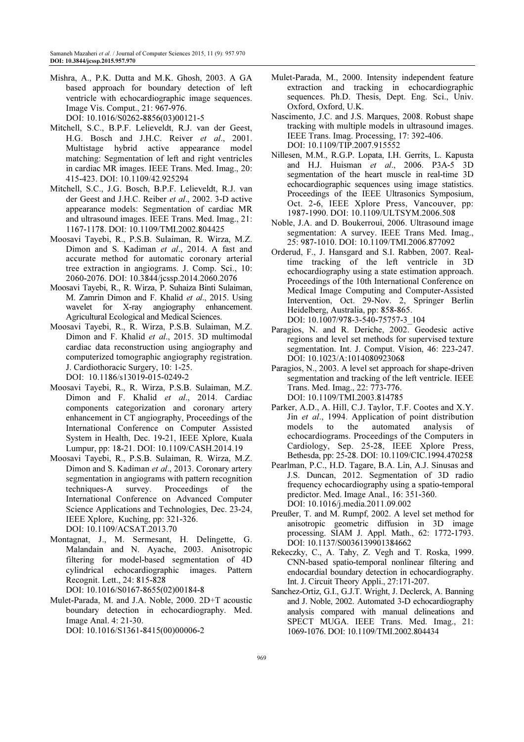Mishra, A., P.K. Dutta and M.K. Ghosh, 2003. A GA based approach for boundary detection of left ventricle with echocardiographic image sequences. Image Vis. Comput., 21: 967-976. DOI: 10.1016/S0262-8856(03)00121-5

Mitchell, S.C., B.P.F. Lelieveldt, R.J. van der Geest, H.G. Bosch and J.H.C. Reiver *et al*., 2001. Multistage hybrid active appearance model matching: Segmentation of left and right ventricles in cardiac MR images. IEEE Trans. Med. Imag., 20: 415-423. DOI: 10.1109/42.925294

Mitchell, S.C., J.G. Bosch, B.P.F. Lelieveldt, R.J. van der Geest and J.H.C. Reiber *et al*., 2002. 3-D active appearance models: Segmentation of cardiac MR and ultrasound images. IEEE Trans. Med. Imag., 21: 1167-1178. DOI: 10.1109/TMI.2002.804425

Moosavi Tayebi, R., P.S.B. Sulaiman, R. Wirza, M.Z. Dimon and S. Kadiman *et al*., 2014. A fast and accurate method for automatic coronary arterial tree extraction in angiograms. J. Comp. Sci., 10: 2060-2076. DOI: 10.3844/jcssp.2014.2060.2076

Moosavi Tayebi, R., R. Wirza, P. Suhaiza Binti Sulaiman, M. Zamrin Dimon and F. Khalid *et al*., 2015. Using wavelet for X-ray angiography enhancement. Agricultural Ecological and Medical Sciences.

Moosavi Tayebi, R., R. Wirza, P.S.B. Sulaiman, M.Z. Dimon and F. Khalid *et al*., 2015. 3D multimodal cardiac data reconstruction using angiography and computerized tomographic angiography registration. J. Cardiothoracic Surgery, 10: 1-25. DOI: 10.1186/s13019-015-0249-2

Moosavi Tayebi, R., R. Wirza, P.S.B. Sulaiman, M.Z. Dimon and F. Khalid *et al*., 2014. Cardiac components categorization and coronary artery enhancement in CT angiography, Proceedings of the International Conference on Computer Assisted System in Health, Dec. 19-21, IEEE Xplore, Kuala Lumpur, pp: 18-21. DOI: 10.1109/CASH.2014.19

Moosavi Tayebi, R., P.S.B. Sulaiman, R. Wirza, M.Z. Dimon and S. Kadiman *et al*., 2013. Coronary artery segmentation in angiograms with pattern recognition techniques-A survey. Proceedings of the International Conference on Advanced Computer Science Applications and Technologies, Dec. 23-24, IEEE Xplore, Kuching, pp: 321-326. DOI: 10.1109/ACSAT.2013.70

Montagnat, J., M. Sermesant, H. Delingette, G. Malandain and N. Ayache, 2003. Anisotropic filtering for model-based segmentation of 4D cylindrical echocardiographic images. Pattern Recognit. Lett., 24: 815-828 DOI: 10.1016/S0167-8655(02)00184-8

Mulet-Parada, M. and J.A. Noble, 2000. 2D+T acoustic boundary detection in echocardiography. Med. Image Anal. 4: 21-30. DOI: 10.1016/S1361-8415(00)00006-2

Mulet-Parada, M., 2000. Intensity independent feature extraction and tracking in echocardiographic sequences. Ph.D. Thesis, Dept. Eng. Sci., Univ. Oxford, Oxford, U.K.

Nascimento, J.C. and J.S. Marques, 2008. Robust shape tracking with multiple models in ultrasound images. IEEE Trans. Imag. Processing, 17: 392-406. DOI: 10.1109/TIP.2007.915552

Nillesen, M.M., R.G.P. Lopata, I.H. Gerrits, L. Kapusta and H.J. Huisman *et al*., 2006. P3A-5 3D segmentation of the heart muscle in real-time 3D echocardiographic sequences using image statistics. Proceedings of the IEEE Ultrasonics Symposium, Oct. 2-6, IEEE Xplore Press, Vancouver, pp: 1987-1990. DOI: 10.1109/ULTSYM.2006.508

Noble, J.A. and D. Boukerroui, 2006. Ultrasound image segmentation: A survey. IEEE Trans Med. Imag., 25: 987-1010. DOI: 10.1109/TMI.2006.877092

Orderud, F., J. Hansgard and S.I. Rabben, 2007. Real-time tracking of the left ventricle in 3D echocardiography using a state estimation approach. Proceedings of the 10th International Conference on Medical Image Computing and Computer-Assisted Intervention, Oct. 29-Nov. 2, Springer Berlin Heidelberg, Australia, pp: 858-865. DOI: 10.1007/978-3-540-75757-3_104

Paragios, N. and R. Deriche, 2002. Geodesic active regions and level set methods for supervised texture segmentation. Int. J. Comput. Vision, 46: 223-247. DOI: 10.1023/A:1014080923068

Paragios, N., 2003. A level set approach for shape-driven segmentation and tracking of the left ventricle. IEEE Trans. Med. Imag., 22: 773-776. DOI: 10.1109/TMI.2003.814785

Parker, A.D., A. Hill, C.J. Taylor, T.F. Cootes and X.Y. Jin *et al*., 1994. Application of point distribution models to the automated analysis of echocardiograms. Proceedings of the Computers in Cardiology, Sep. 25-28, IEEE Xplore Press, Bethesda, pp: 25-28. DOI: 10.1109/CIC.1994.470258

Pearlman, P.C., H.D. Tagare, B.A. Lin, A.J. Sinusas and J.S. Duncan, 2012. Segmentation of 3D radio frequency echocardiography using a spatio-temporal predictor. Med. Image Anal., 16: 351-360. DOI: 10.1016/j.media.2011.09.002

Preußer, T. and M. Rumpf, 2002. A level set method for anisotropic geometric diffusion in 3D image processing. SIAM J. Appl. Math., 62: 1772-1793. DOI: 10.1137/S0036139901384662

Rekeczky, C., A. Tahy, Z. Vegh and T. Roska, 1999. CNN-based spatio-temporal nonlinear filtering and endocardial boundary detection in echocardiography. Int. J. Circuit Theory Appli., 27:171-207.

Sanchez-Ortiz, G.I., G.J.T. Wright, J. Declerck, A. Banning and J. Noble, 2002. Automated 3-D echocardiography analysis compared with manual delineations and SPECT MUGA. IEEE Trans. Med. Imag., 21: 1069-1076. DOI: 10.1109/TMI.2002.804434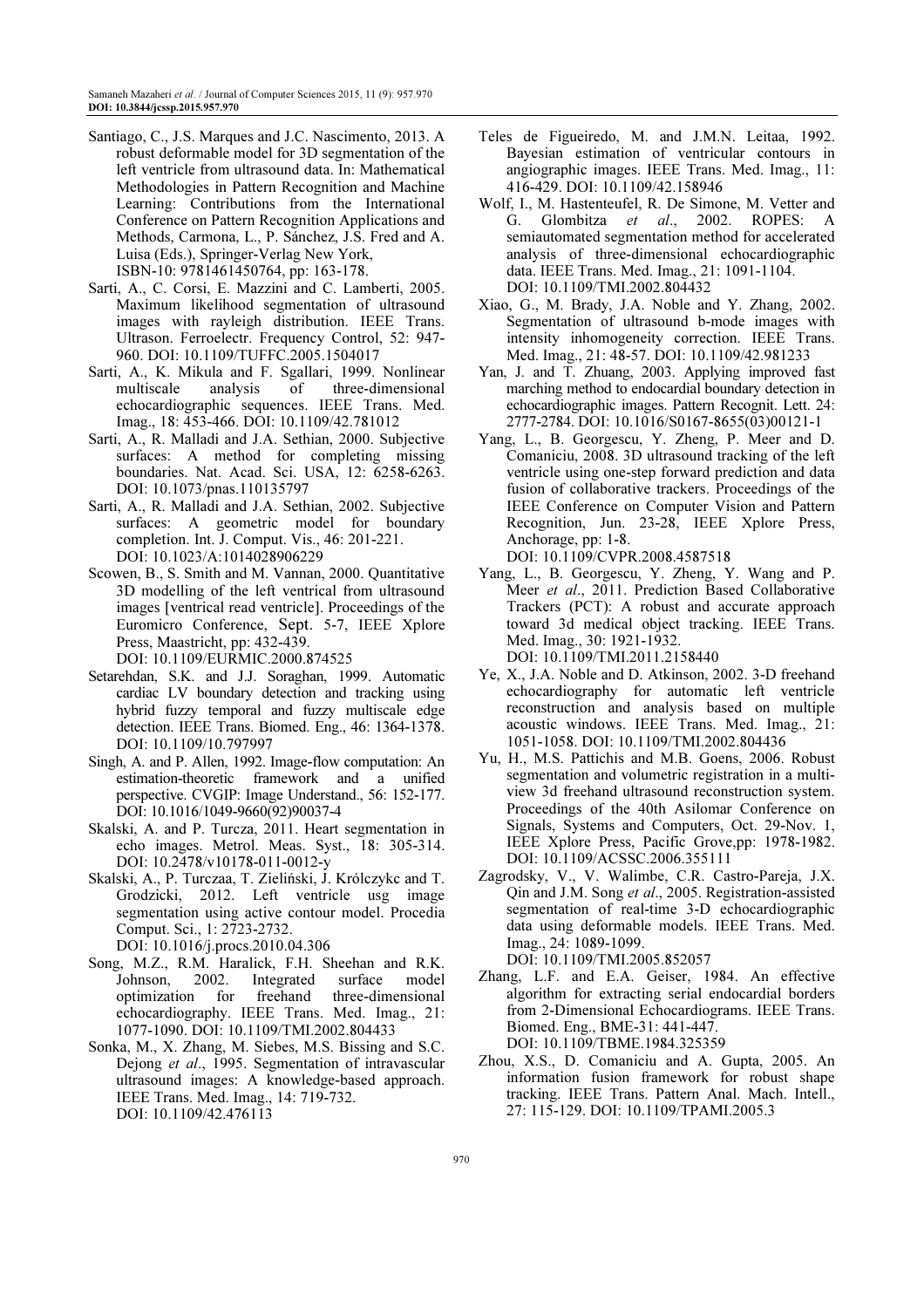Santiago, C., J.S. Marques and J.C. Nascimento, 2013. A robust deformable model for 3D segmentation of the left ventricle from ultrasound data. In: Mathematical Methodologies in Pattern Recognition and Machine Learning: Contributions from the International Conference on Pattern Recognition Applications and Methods, Carmona, L., P. Sánchez, J.S. Fred and A. Luisa (Eds.), Springer-Verlag New York, ISBN-10: 9781461450764, pp: 163-178.

Sarti, A., C. Corsi, E. Mazzini and C. Lamberti, 2005. Maximum likelihood segmentation of ultrasound images with rayleigh distribution. IEEE Trans. Ultrason. Ferroelectr. Frequency Control, 52: 947-960. DOI: 10.1109/TUFFC.2005.1504017

Sarti, A., K. Mikula and F. Sgallari, 1999. Nonlinear multiscale analysis of three-dimensional echocardiographic sequences. IEEE Trans. Med. Imag., 18: 453-466. DOI: 10.1109/42.781012

Sarti, A., R. Malladi and J.A. Sethian, 2000. Subjective surfaces: A method for completing missing boundaries. Nat. Acad. Sci. USA, 12: 6258-6263. DOI: 10.1073/pnas.110135797

Sarti, A., R. Malladi and J.A. Sethian, 2002. Subjective surfaces: A geometric model for boundary completion. Int. J. Comput. Vis., 46: 201-221. DOI: 10.1023/A:1014028906229

Scowen, B., S. Smith and M. Vannan, 2000. Quantitative 3D modelling of the left ventrical from ultrasound images [ventrical read ventricle]. Proceedings of the Euromicro Conference, Sept. 5-7, IEEE Xplore Press, Maastricht, pp: 432-439. DOI: 10.1109/EURMIC.2000.874525

Setarehdan, S.K. and J.J. Soraghan, 1999. Automatic cardiac LV boundary detection and tracking using hybrid fuzzy temporal and fuzzy multiscale edge detection. IEEE Trans. Biomed. Eng., 46: 1364-1378. DOI: 10.1109/10.797997

Singh, A. and P. Allen, 1992. Image-flow computation: An estimation-theoretic framework and a unified perspective. CVGIP: Image Understand., 56: 152-177. DOI: 10.1016/1049-9660(92)90037-4

Skalski, A. and P. Turcza, 2011. Heart segmentation in echo images. Metrol. Meas. Syst., 18: 305-314. DOI: 10.2478/v10178-011-0012-y

Skalski, A., P. Turczaa, T. Zieliński, J. Królczykc and T. Grodzicki, 2012. Left ventricle usg image segmentation using active contour model. Procedia Comput. Sci., 1: 2723-2732. DOI: 10.1016/j.procs.2010.04.306

Song, M.Z., R.M. Haralick, F.H. Sheehan and R.K. Johnson, 2002. Integrated surface model optimization for freehand three-dimensional echocardiography. IEEE Trans. Med. Imag., 21: 1077-1090. DOI: 10.1109/TMI.2002.804433

Sonka, M., X. Zhang, M. Siebes, M.S. Bissing and S.C. Dejong *et al*., 1995. Segmentation of intravascular ultrasound images: A knowledge-based approach. IEEE Trans. Med. Imag., 14: 719-732. DOI: 10.1109/42.476113

Teles de Figueiredo, M. and J.M.N. Leitaa, 1992. Bayesian estimation of ventricular contours in angiographic images. IEEE Trans. Med. Imag., 11: 416-429. DOI: 10.1109/42.158946

Wolf, I., M. Hastenteufel, R. De Simone, M. Vetter and G. Glombitza *et al*., 2002. ROPES: A semiautomated segmentation method for accelerated analysis of three-dimensional echocardiographic data. IEEE Trans. Med. Imag., 21: 1091-1104. DOI: 10.1109/TMI.2002.804432

Xiao, G., M. Brady, J.A. Noble and Y. Zhang, 2002. Segmentation of ultrasound b-mode images with intensity inhomogeneity correction. IEEE Trans. Med. Imag., 21: 48-57. DOI: 10.1109/42.981233

Yan, J. and T. Zhuang, 2003. Applying improved fast marching method to endocardial boundary detection in echocardiographic images. Pattern Recognit. Lett. 24: 2777-2784. DOI: 10.1016/S0167-8655(03)00121-1

Yang, L., B. Georgescu, Y. Zheng, P. Meer and D. Comaniciu, 2008. 3D ultrasound tracking of the left ventricle using one-step forward prediction and data fusion of collaborative trackers. Proceedings of the IEEE Conference on Computer Vision and Pattern Recognition, Jun. 23-28, IEEE Xplore Press, Anchorage, pp: 1-8. DOI: 10.1109/CVPR.2008.4587518

Yang, L., B. Georgescu, Y. Zheng, Y. Wang and P. Meer *et al*., 2011. Prediction Based Collaborative Trackers (PCT): A robust and accurate approach toward 3d medical object tracking. IEEE Trans. Med. Imag., 30: 1921-1932. DOI: 10.1109/TMI.2011.2158440

Ye, X., J.A. Noble and D. Atkinson, 2002. 3-D freehand echocardiography for automatic left ventricle reconstruction and analysis based on multiple acoustic windows. IEEE Trans. Med. Imag., 21: 1051-1058. DOI: 10.1109/TMI.2002.804436

Yu, H., M.S. Pattichis and M.B. Goens, 2006. Robust segmentation and volumetric registration in a multi-view 3d freehand ultrasound reconstruction system. Proceedings of the 40th Asilomar Conference on Signals, Systems and Computers, Oct. 29-Nov. 1, IEEE Xplore Press, Pacific Grove,pp: 1978-1982. DOI: 10.1109/ACSSC.2006.355111

Zagrodsky, V., V. Walimbe, C.R. Castro-Pareja, J.X. Qin and J.M. Song *et al*., 2005. Registration-assisted segmentation of real-time 3-D echocardiographic data using deformable models. IEEE Trans. Med. Imag., 24: 1089-1099. DOI: 10.1109/TMI.2005.852057

Zhang, L.F. and E.A. Geiser, 1984. An effective algorithm for extracting serial endocardial borders from 2-Dimensional Echocardiograms. IEEE Trans. Biomed. Eng., BME-31: 441-447. DOI: 10.1109/TBME.1984.325359

Zhou, X.S., D. Comaniciu and A. Gupta, 2005. An information fusion framework for robust shape tracking. IEEE Trans. Pattern Anal. Mach. Intell., 27: 115-129. DOI: 10.1109/TPAMI.2005.3